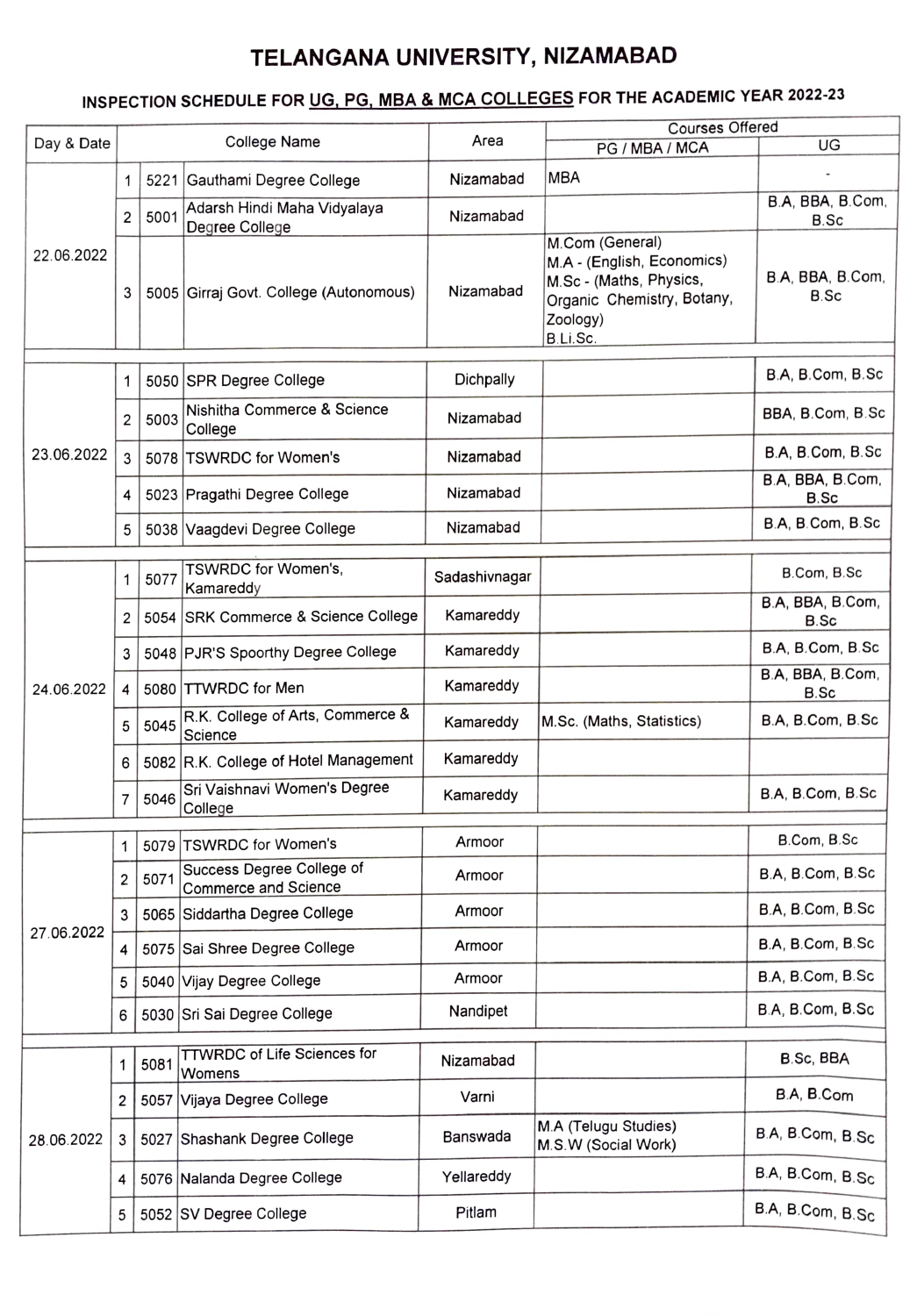# TELANGANA UNIVERSITY, NIZAMABAD

## INSPECTION SCHEDULE FOR UG, PG, MBA & MCA COLLEGES FOR THE ACADEMIC YEAR 2022-23

| Day & Date | College Name | | | Area | Courses Offered | |
|---|---|---|---|---|---|---|
| | | | | | PG / MBA / MCA | UG |
| 22.06.2022 | 1 | 5221 | Gauthami Degree College | Nizamabad | MBA | - |
| | 2 | 5001 | Adarsh Hindi Maha Vidyalaya Degree College | Nizamabad | | B.A, BBA, B.Com, B.Sc |
| | 3 | 5005 | Girraj Govt. College (Autonomous) | Nizamabad | M.Com (General) M.A - (English, Economics) M.Sc - (Maths, Physics, Organic Chemistry, Botany, Zoology) B.Li.Sc. | B.A, BBA, B.Com, B.Sc |
| 23.06.2022 | 1 | 5050 | SPR Degree College | Dichpally | | B.A, B.Com, B.Sc |
| | 2 | 5003 | Nishitha Commerce & Science College | Nizamabad | | BBA, B.Com, B.Sc |
| | 3 | 5078 | TSWRDC for Women's | Nizamabad | | B.A, B.Com, B.Sc |
| | 4 | 5023 | Pragathi Degree College | Nizamabad | | B.A, BBA, B.Com, B.Sc |
| | 5 | 5038 | Vaagdevi Degree College | Nizamabad | | B.A, B.Com, B.Sc |
| 24.06.2022 | 1 | 5077 | TSWRDC for Women's, Kamareddy | Sadashivnagar | | B.Com, B.Sc |
| | 2 | 5054 | SRK Commerce & Science College | Kamareddy | | B.A, BBA, B.Com, B.Sc |
| | 3 | 5048 | PJR'S Spoorthy Degree College | Kamareddy | | B.A, B.Com, B.Sc |
| | 4 | 5080 | TTWRDC for Men | Kamareddy | | B.A, BBA, B.Com, B.Sc |
| | 5 | 5045 | R.K. College of Arts, Commerce & Science | Kamareddy | M.Sc. (Maths, Statistics) | B.A, B.Com, B.Sc |
| | 6 | 5082 | R.K. College of Hotel Management | Kamareddy | | |
| | 7 | 5046 | Sri Vaishnavi Women's Degree College | Kamareddy | | B.A, B.Com, B.Sc |
| 27.06.2022 | 1 | 5079 | TSWRDC for Women's | Armoor | | B.Com, B.Sc |
| | 2 | 5071 | Success Degree College of Commerce and Science | Armoor | | B.A, B.Com, B.Sc |
| | 3 | 5065 | Siddartha Degree College | Armoor | | B.A, B.Com, B.Sc |
| | 4 | 5075 | Sai Shree Degree College | Armoor | | B.A, B.Com, B.Sc |
| | 5 | 5040 | Vijay Degree College | Armoor | | B.A, B.Com, B.Sc |
| | 6 | 5030 | Sri Sai Degree College | Nandipet | | B.A, B.Com, B.Sc |
| 28.06.2022 | 1 | 5081 | TTWRDC of Life Sciences for Womens | Nizamabad | | B.Sc, BBA |
| | 2 | 5057 | Vijaya Degree College | Varni | | B.A, B.Com |
| | 3 | 5027 | Shashank Degree College | Banswada | M.A (Telugu Studies) M.S.W (Social Work) | B.A, B.Com, B.Sc |
| | 4 | 5076 | Nalanda Degree College | Yellareddy | | B.A, B.Com, B.Sc |
| | 5 | 5052 | SV Degree College | Pitlam | | B.A, B.Com, B.Sc |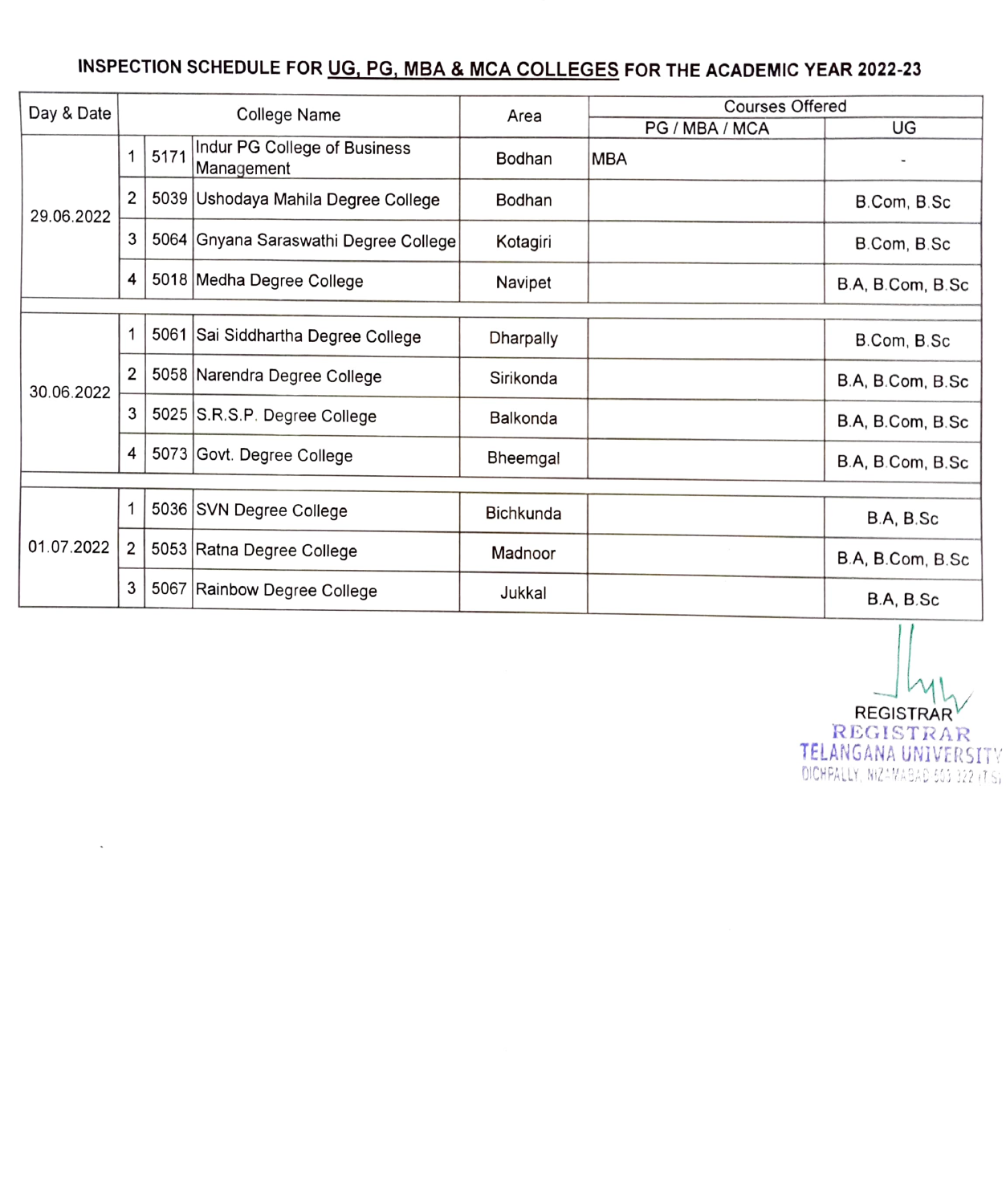**INSPECTION SCHEDULE FOR UG, PG, MBA & MCA COLLEGES FOR THE ACADEMIC YEAR 2022-23**

| Day & Date | College Name | | | Area | Courses Offered | |
|---|---|---|---|---|---|---|
| | | | | | PG / MBA / MCA | UG |
| 29.06.2022 | 1 | 5171 | Indur PG College of Business Management | Bodhan | MBA | - |
| | 2 | 5039 | Ushodaya Mahila Degree College | Bodhan | | B.Com, B.Sc |
| | 3 | 5064 | Gnyana Saraswathi Degree College | Kotagiri | | B.Com, B.Sc |
| | 4 | 5018 | Medha Degree College | Navipet | | B.A, B.Com, B.Sc |
| 30.06.2022 | 1 | 5061 | Sai Siddhartha Degree College | Dharpally | | B.Com, B.Sc |
| | 2 | 5058 | Narendra Degree College | Sirikonda | | B.A, B.Com, B.Sc |
| | 3 | 5025 | S.R.S.P. Degree College | Balkonda | | B.A, B.Com, B.Sc |
| | 4 | 5073 | Govt. Degree College | Bheemgal | | B.A, B.Com, B.Sc |
| 01.07.2022 | 1 | 5036 | SVN Degree College | Bichkunda | | B.A, B.Sc |
| | 2 | 5053 | Ratna Degree College | Madnoor | | B.A, B.Com, B.Sc |
| | 3 | 5067 | Rainbow Degree College | Jukkal | | B.A, B.Sc |

REGISTRAR

REGISTRAR
TELANGANA UNIVERSITY
DICHPALLY, NIZAMABAD-503 322 (T.S)